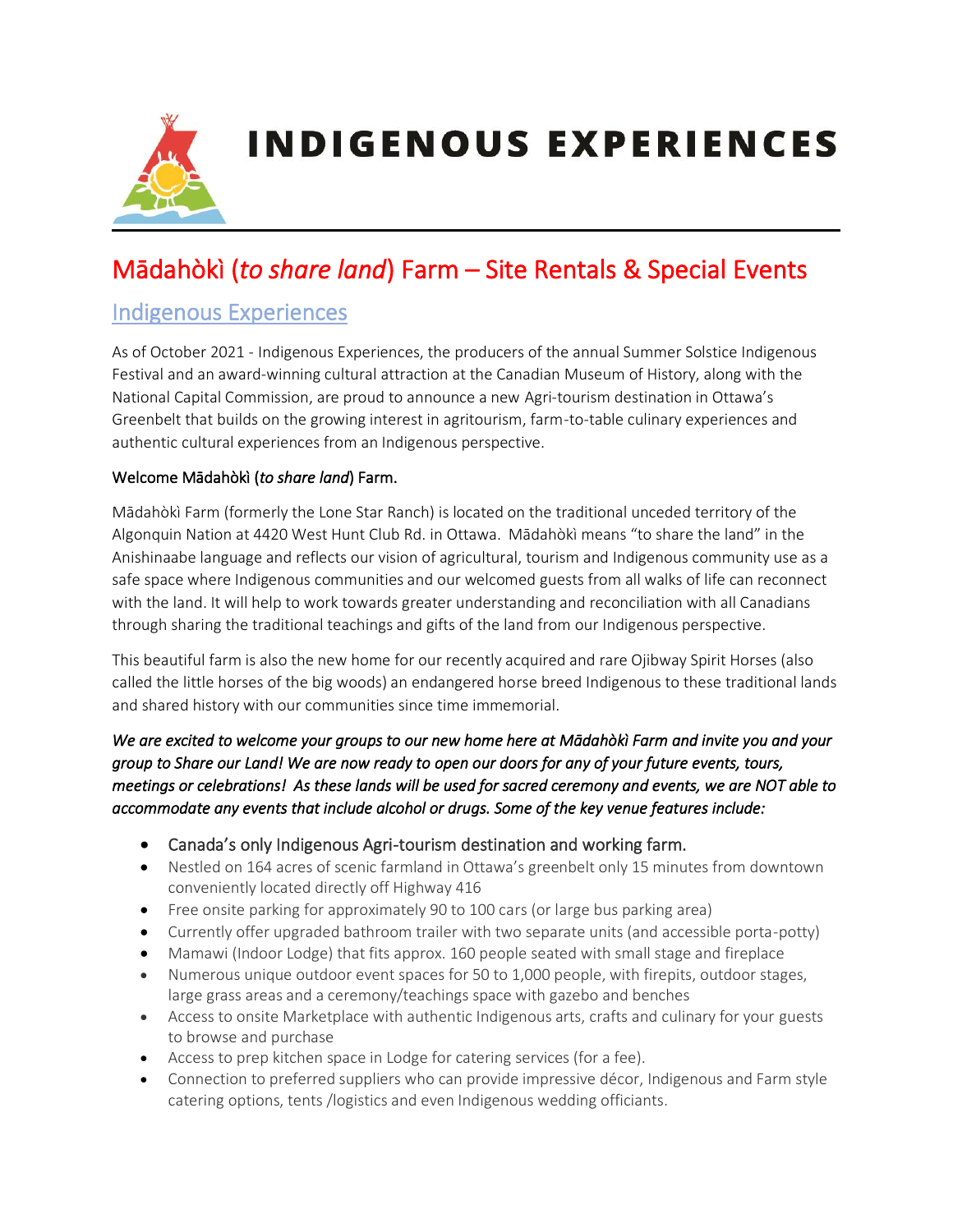# INDIGENOUS EXPERIENCES

## Mādahòkì (*to share land*) Farm – Site Rentals & Special Events

### Indigenous Experiences

As of October 2021 - Indigenous Experiences, the producers of the annual Summer Solstice Indigenous Festival and an award-winning cultural attraction at the Canadian Museum of History, along with the National Capital Commission, are proud to announce a new Agri-tourism destination in Ottawa's Greenbelt that builds on the growing interest in agritourism, farm-to-table culinary experiences and authentic cultural experiences from an Indigenous perspective.

Welcome Mādahòkì (*to share land*) Farm.

Mādahòkì Farm (formerly the Lone Star Ranch) is located on the traditional unceded territory of the Algonquin Nation at 4420 West Hunt Club Rd. in Ottawa. Mādahòkì means "to share the land" in the Anishinaabe language and reflects our vision of agricultural, tourism and Indigenous community use as a safe space where Indigenous communities and our welcomed guests from all walks of life can reconnect with the land. It will help to work towards greater understanding and reconciliation with all Canadians through sharing the traditional teachings and gifts of the land from our Indigenous perspective.

This beautiful farm is also the new home for our recently acquired and rare Ojibway Spirit Horses (also called the little horses of the big woods) an endangered horse breed Indigenous to these traditional lands and shared history with our communities since time immemorial.

***We are excited to welcome your groups to our new home here at Mādahòkì Farm and invite you and your group to Share our Land! We are now ready to open our doors for any of your future events, tours, meetings or celebrations! As these lands will be used for sacred ceremony and events, we are NOT able to accommodate any events that include alcohol or drugs. Some of the key venue features include:***

- Canada's only Indigenous Agri-tourism destination and working farm.
- Nestled on 164 acres of scenic farmland in Ottawa's greenbelt only 15 minutes from downtown conveniently located directly off Highway 416
- Free onsite parking for approximately 90 to 100 cars (or large bus parking area)
- Currently offer upgraded bathroom trailer with two separate units (and accessible porta-potty)
- Mamawi (Indoor Lodge) that fits approx. 160 people seated with small stage and fireplace
- Numerous unique outdoor event spaces for 50 to 1,000 people, with firepits, outdoor stages, large grass areas and a ceremony/teachings space with gazebo and benches
- Access to onsite Marketplace with authentic Indigenous arts, crafts and culinary for your guests to browse and purchase
- Access to prep kitchen space in Lodge for catering services (for a fee).
- Connection to preferred suppliers who can provide impressive décor, Indigenous and Farm style catering options, tents /logistics and even Indigenous wedding officiants.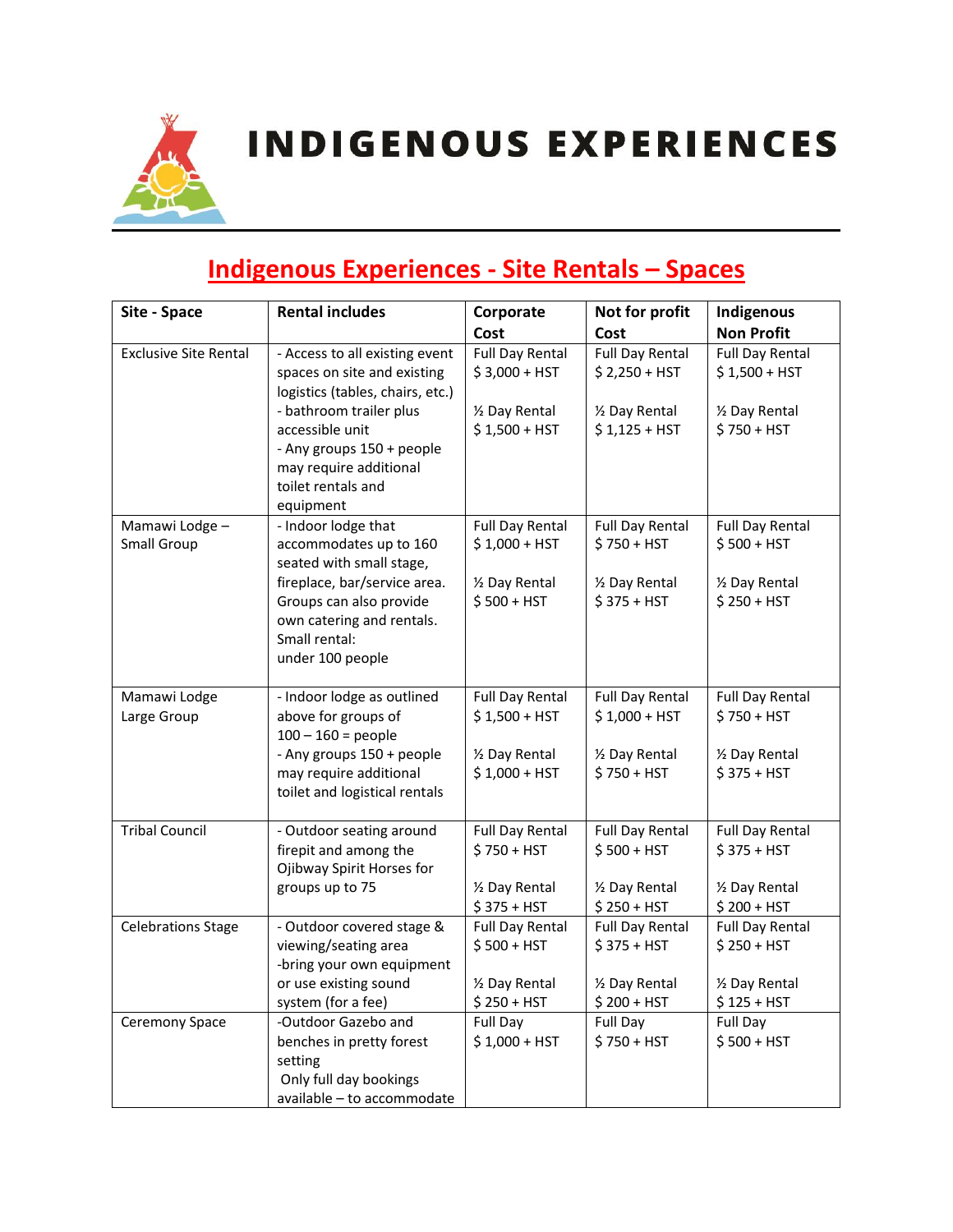# INDIGENOUS EXPERIENCES

## Indigenous Experiences - Site Rentals – Spaces

| Site - Space | Rental includes | Corporate Cost | Not for profit Cost | Indigenous Non Profit |
|---|---|---|---|---|
| Exclusive Site Rental | - Access to all existing event spaces on site and existing logistics (tables, chairs, etc.)<br>- bathroom trailer plus accessible unit<br>- Any groups 150 + people may require additional toilet rentals and equipment | Full Day Rental<br>$ 3,000 + HST<br><br>½ Day Rental<br>$ 1,500 + HST | Full Day Rental<br>$ 2,250 + HST<br><br>½ Day Rental<br>$ 1,125 + HST | Full Day Rental<br>$ 1,500 + HST<br><br>½ Day Rental<br>$ 750 + HST |
| Mamawi Lodge – Small Group | - Indoor lodge that accommodates up to 160 seated with small stage, fireplace, bar/service area. Groups can also provide own catering and rentals.<br>Small rental:<br>under 100 people | Full Day Rental<br>$ 1,000 + HST<br><br>½ Day Rental<br>$ 500 + HST | Full Day Rental<br>$ 750 + HST<br><br>½ Day Rental<br>$ 375 + HST | Full Day Rental<br>$ 500 + HST<br><br>½ Day Rental<br>$ 250 + HST |
| Mamawi Lodge Large Group | - Indoor lodge as outlined above for groups of 100 – 160 = people<br>- Any groups 150 + people may require additional toilet and logistical rentals | Full Day Rental<br>$ 1,500 + HST<br><br>½ Day Rental<br>$ 1,000 + HST | Full Day Rental<br>$ 1,000 + HST<br><br>½ Day Rental<br>$ 750 + HST | Full Day Rental<br>$ 750 + HST<br><br>½ Day Rental<br>$ 375 + HST |
| Tribal Council | - Outdoor seating around firepit and among the Ojibway Spirit Horses for groups up to 75 | Full Day Rental<br>$ 750 + HST<br><br>½ Day Rental<br>$ 375 + HST | Full Day Rental<br>$ 500 + HST<br><br>½ Day Rental<br>$ 250 + HST | Full Day Rental<br>$ 375 + HST<br><br>½ Day Rental<br>$ 200 + HST |
| Celebrations Stage | - Outdoor covered stage & viewing/seating area<br>-bring your own equipment or use existing sound system (for a fee) | Full Day Rental<br>$ 500 + HST<br><br>½ Day Rental<br>$ 250 + HST | Full Day Rental<br>$ 375 + HST<br><br>½ Day Rental<br>$ 200 + HST | Full Day Rental<br>$ 250 + HST<br><br>½ Day Rental<br>$ 125 + HST |
| Ceremony Space | -Outdoor Gazebo and benches in pretty forest setting<br>Only full day bookings available – to accommodate | Full Day<br>$ 1,000 + HST | Full Day<br>$ 750 + HST | Full Day<br>$ 500 + HST |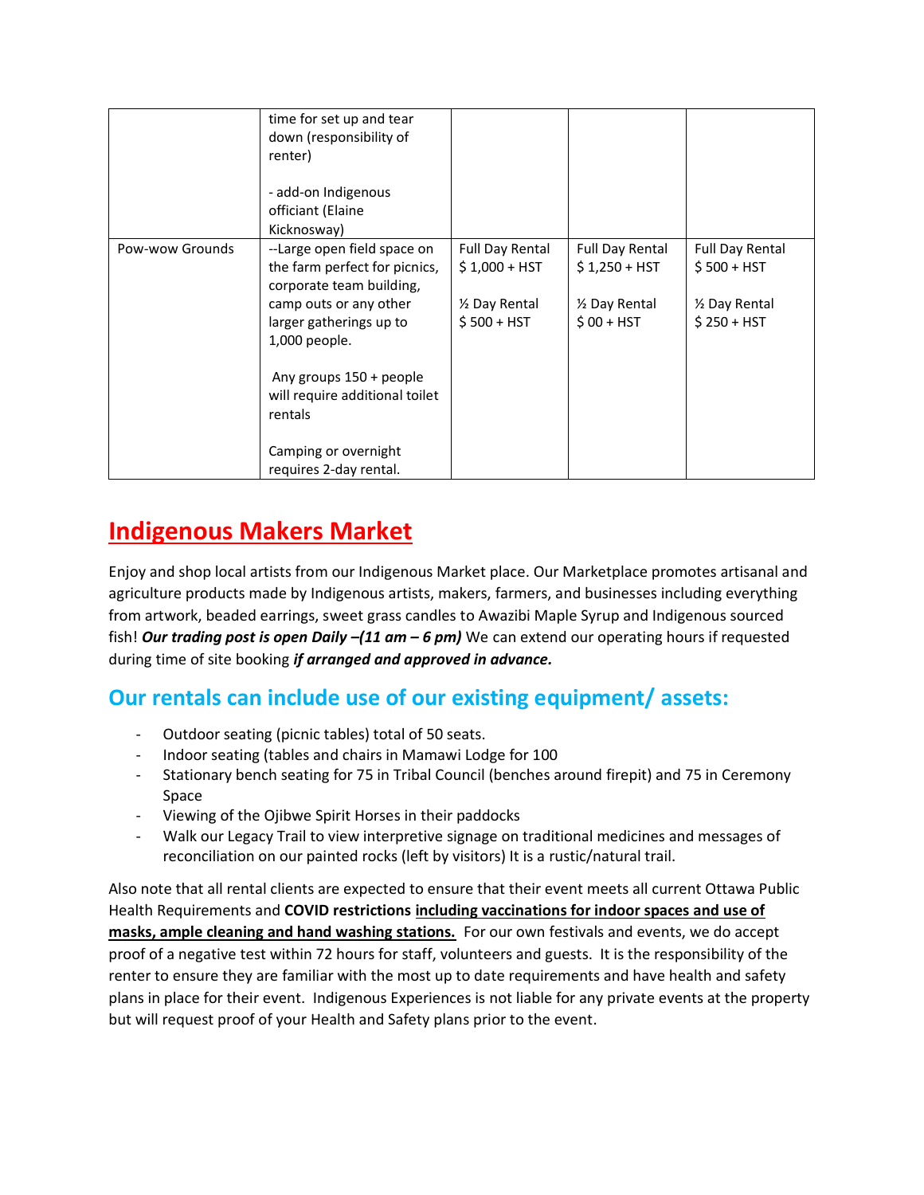| | | | | |
|---|---|---|---|---|
| | time for set up and tear down (responsibility of renter)<br><br>- add-on Indigenous officiant (Elaine Kicknosway) | | | |
| Pow-wow Grounds | --Large open field space on the farm perfect for picnics, corporate team building, camp outs or any other larger gatherings up to 1,000 people.<br><br>Any groups 150 + people will require additional toilet rentals<br><br>Camping or overnight requires 2-day rental. | Full Day Rental<br>$ 1,000 + HST<br><br>½ Day Rental<br>$ 500 + HST | Full Day Rental<br>$ 1,250 + HST<br><br>½ Day Rental<br>$ 00 + HST | Full Day Rental<br>$ 500 + HST<br><br>½ Day Rental<br>$ 250 + HST |

# Indigenous Makers Market

Enjoy and shop local artists from our Indigenous Market place. Our Marketplace promotes artisanal and agriculture products made by Indigenous artists, makers, farmers, and businesses including everything from artwork, beaded earrings, sweet grass candles to Awazibi Maple Syrup and Indigenous sourced fish! ***Our trading post is open Daily –(11 am – 6 pm)*** We can extend our operating hours if requested during time of site booking ***if arranged and approved in advance.***

## Our rentals can include use of our existing equipment/ assets:

- Outdoor seating (picnic tables) total of 50 seats.
- Indoor seating (tables and chairs in Mamawi Lodge for 100
- Stationary bench seating for 75 in Tribal Council (benches around firepit) and 75 in Ceremony Space
- Viewing of the Ojibwe Spirit Horses in their paddocks
- Walk our Legacy Trail to view interpretive signage on traditional medicines and messages of reconciliation on our painted rocks (left by visitors) It is a rustic/natural trail.

Also note that all rental clients are expected to ensure that their event meets all current Ottawa Public Health Requirements and **COVID restrictions including vaccinations for indoor spaces and use of masks, ample cleaning and hand washing stations.** For our own festivals and events, we do accept proof of a negative test within 72 hours for staff, volunteers and guests. It is the responsibility of the renter to ensure they are familiar with the most up to date requirements and have health and safety plans in place for their event. Indigenous Experiences is not liable for any private events at the property but will request proof of your Health and Safety plans prior to the event.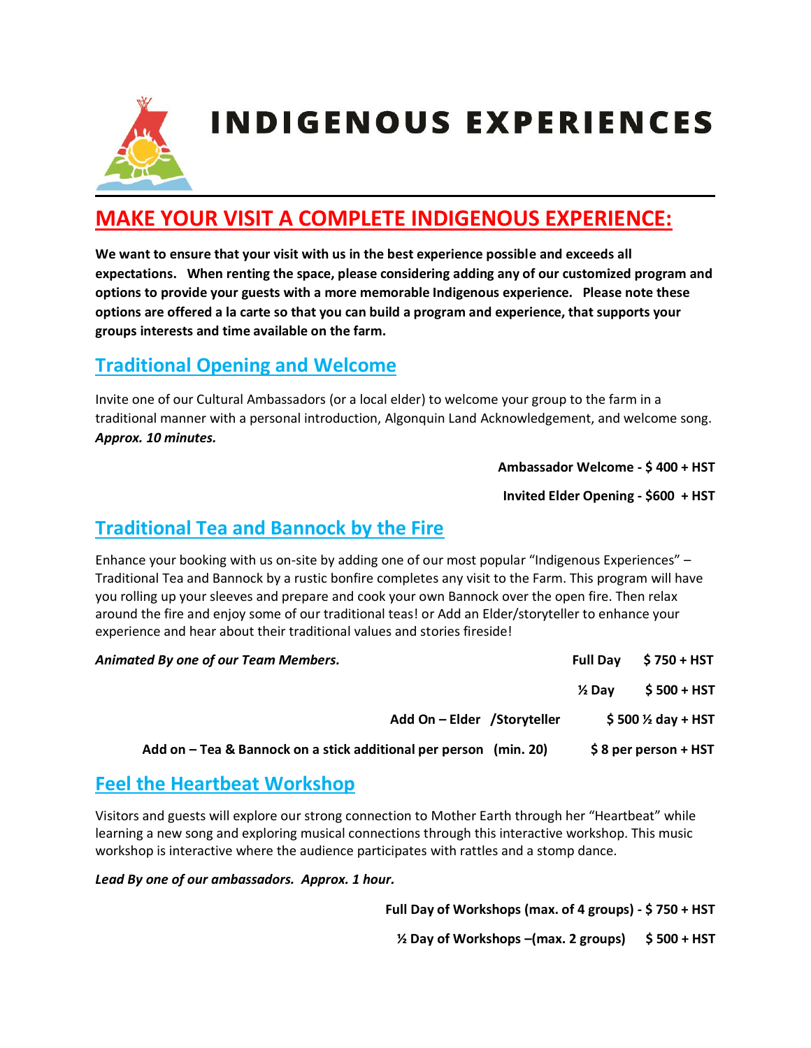# INDIGENOUS EXPERIENCES

## MAKE YOUR VISIT A COMPLETE INDIGENOUS EXPERIENCE:

**We want to ensure that your visit with us in the best experience possible and exceeds all expectations. When renting the space, please considering adding any of our customized program and options to provide your guests with a more memorable Indigenous experience. Please note these options are offered a la carte so that you can build a program and experience, that supports your groups interests and time available on the farm.**

### Traditional Opening and Welcome

Invite one of our Cultural Ambassadors (or a local elder) to welcome your group to the farm in a traditional manner with a personal introduction, Algonquin Land Acknowledgement, and welcome song. ***Approx. 10 minutes.***

**Ambassador Welcome - $ 400 + HST**

**Invited Elder Opening - $600 + HST**

### Traditional Tea and Bannock by the Fire

Enhance your booking with us on-site by adding one of our most popular "Indigenous Experiences" – Traditional Tea and Bannock by a rustic bonfire completes any visit to the Farm. This program will have you rolling up your sleeves and prepare and cook your own Bannock over the open fire. Then relax around the fire and enjoy some of our traditional teas! or Add an Elder/storyteller to enhance your experience and hear about their traditional values and stories fireside!

***Animated By one of our Team Members.***

| | |
|---|---|
| **Full Day** | **$ 750 + HST** |
| **½ Day** | **$ 500 + HST** |
| **Add On – Elder /Storyteller** | **$ 500 ½ day + HST** |
| **Add on – Tea & Bannock on a stick additional per person (min. 20)** | **$ 8 per person + HST** |

### Feel the Heartbeat Workshop

Visitors and guests will explore our strong connection to Mother Earth through her "Heartbeat" while learning a new song and exploring musical connections through this interactive workshop. This music workshop is interactive where the audience participates with rattles and a stomp dance.

***Lead By one of our ambassadors. Approx. 1 hour.***

**Full Day of Workshops (max. of 4 groups) - $ 750 + HST**

**½ Day of Workshops –(max. 2 groups) $ 500 + HST**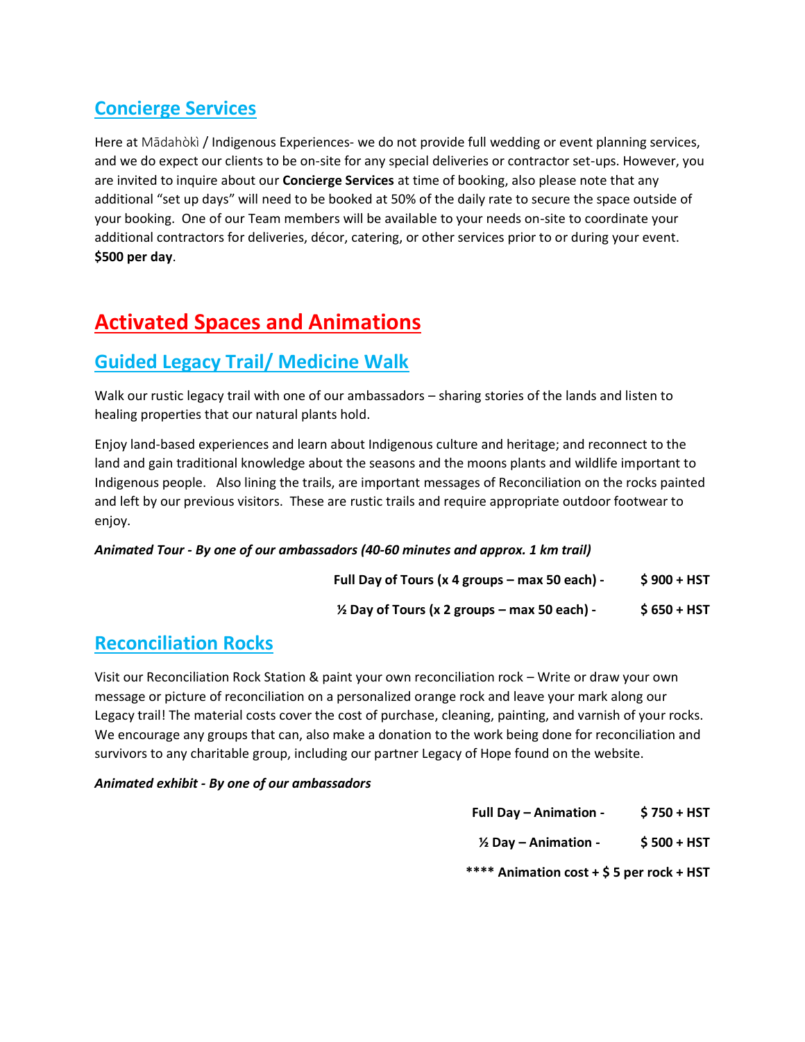## Concierge Services

Here at Mādahòkì / Indigenous Experiences- we do not provide full wedding or event planning services, and we do expect our clients to be on-site for any special deliveries or contractor set-ups. However, you are invited to inquire about our **Concierge Services** at time of booking, also please note that any additional "set up days" will need to be booked at 50% of the daily rate to secure the space outside of your booking. One of our Team members will be available to your needs on-site to coordinate your additional contractors for deliveries, décor, catering, or other services prior to or during your event. **$500 per day**.

# Activated Spaces and Animations

## Guided Legacy Trail/ Medicine Walk

Walk our rustic legacy trail with one of our ambassadors – sharing stories of the lands and listen to healing properties that our natural plants hold.

Enjoy land-based experiences and learn about Indigenous culture and heritage; and reconnect to the land and gain traditional knowledge about the seasons and the moons plants and wildlife important to Indigenous people. Also lining the trails, are important messages of Reconciliation on the rocks painted and left by our previous visitors. These are rustic trails and require appropriate outdoor footwear to enjoy.

***Animated Tour - By one of our ambassadors (40-60 minutes and approx. 1 km trail)***

| | |
|---|---|
| **Full Day of Tours (x 4 groups – max 50 each) -** | **$ 900 + HST** |
| **½ Day of Tours (x 2 groups – max 50 each) -** | **$ 650 + HST** |

## Reconciliation Rocks

Visit our Reconciliation Rock Station & paint your own reconciliation rock – Write or draw your own message or picture of reconciliation on a personalized orange rock and leave your mark along our Legacy trail! The material costs cover the cost of purchase, cleaning, painting, and varnish of your rocks. We encourage any groups that can, also make a donation to the work being done for reconciliation and survivors to any charitable group, including our partner Legacy of Hope found on the website.

***Animated exhibit - By one of our ambassadors***

| | |
|---|---|
| **Full Day – Animation -** | **$ 750 + HST** |
| **½ Day – Animation -** | **$ 500 + HST** |

**\*\*\*\* Animation cost + $ 5 per rock + HST**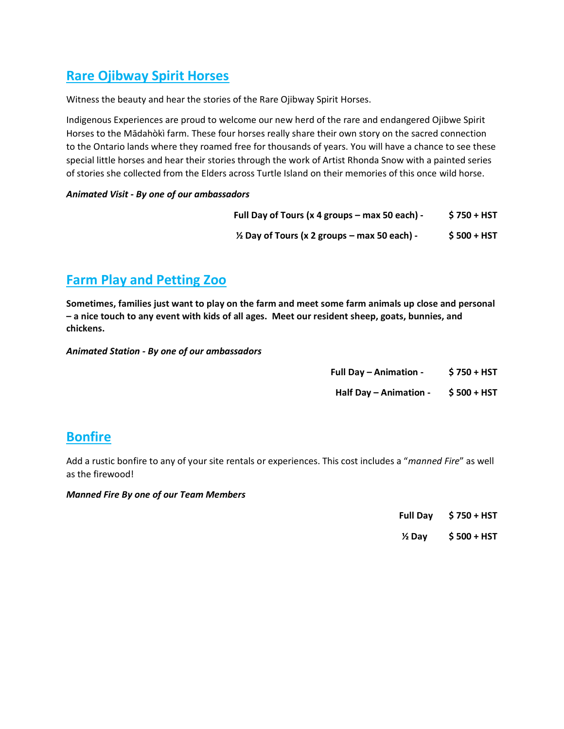## Rare Ojibway Spirit Horses

Witness the beauty and hear the stories of the Rare Ojibway Spirit Horses.

Indigenous Experiences are proud to welcome our new herd of the rare and endangered Ojibwe Spirit Horses to the Mādahòkì farm. These four horses really share their own story on the sacred connection to the Ontario lands where they roamed free for thousands of years. You will have a chance to see these special little horses and hear their stories through the work of Artist Rhonda Snow with a painted series of stories she collected from the Elders across Turtle Island on their memories of this once wild horse.

***Animated Visit - By one of our ambassadors***

**Full Day of Tours (x 4 groups – max 50 each) - $ 750 + HST**

**½ Day of Tours (x 2 groups – max 50 each) - $ 500 + HST**

## Farm Play and Petting Zoo

**Sometimes, families just want to play on the farm and meet some farm animals up close and personal – a nice touch to any event with kids of all ages. Meet our resident sheep, goats, bunnies, and chickens.**

***Animated Station - By one of our ambassadors***

**Full Day – Animation - $ 750 + HST**

**Half Day – Animation - $ 500 + HST**

## Bonfire

Add a rustic bonfire to any of your site rentals or experiences. This cost includes a "*manned Fire*" as well as the firewood!

***Manned Fire By one of our Team Members***

**Full Day $ 750 + HST**

**½ Day $ 500 + HST**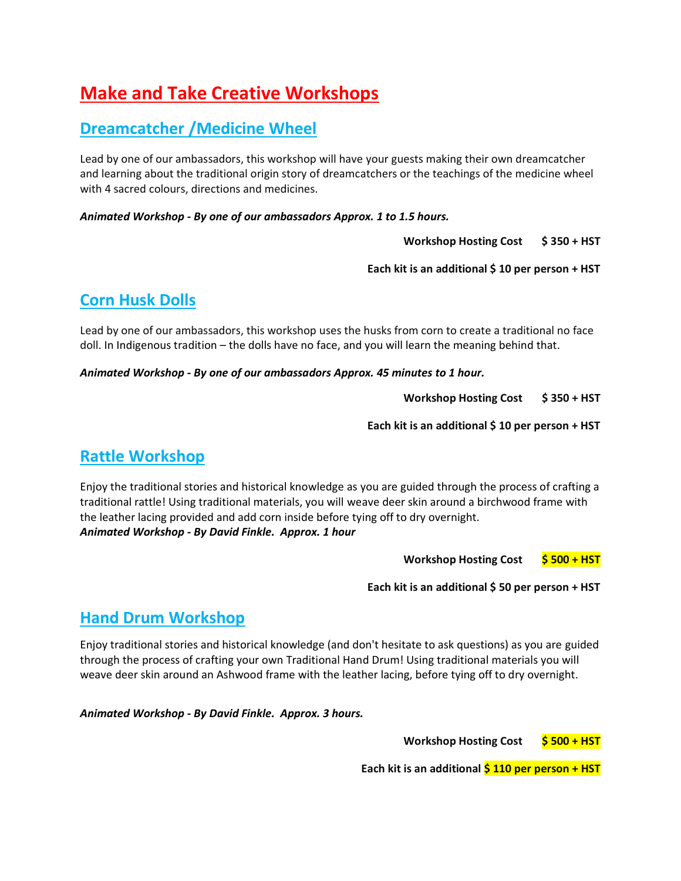# Make and Take Creative Workshops

## Dreamcatcher /Medicine Wheel

Lead by one of our ambassadors, this workshop will have your guests making their own dreamcatcher and learning about the traditional origin story of dreamcatchers or the teachings of the medicine wheel with 4 sacred colours, directions and medicines.

***Animated Workshop - By one of our ambassadors Approx. 1 to 1.5 hours.***

**Workshop Hosting Cost $ 350 + HST**

**Each kit is an additional $ 10 per person + HST**

## Corn Husk Dolls

Lead by one of our ambassadors, this workshop uses the husks from corn to create a traditional no face doll. In Indigenous tradition – the dolls have no face, and you will learn the meaning behind that.

***Animated Workshop - By one of our ambassadors Approx. 45 minutes to 1 hour.***

**Workshop Hosting Cost $ 350 + HST**

**Each kit is an additional $ 10 per person + HST**

## Rattle Workshop

Enjoy the traditional stories and historical knowledge as you are guided through the process of crafting a traditional rattle! Using traditional materials, you will weave deer skin around a birchwood frame with the leather lacing provided and add corn inside before tying off to dry overnight.
***Animated Workshop - By David Finkle. Approx. 1 hour***

**Workshop Hosting Cost $ 500 + HST**

**Each kit is an additional $ 50 per person + HST**

## Hand Drum Workshop

Enjoy traditional stories and historical knowledge (and don't hesitate to ask questions) as you are guided through the process of crafting your own Traditional Hand Drum! Using traditional materials you will weave deer skin around an Ashwood frame with the leather lacing, before tying off to dry overnight.

***Animated Workshop - By David Finkle. Approx. 3 hours.***

**Workshop Hosting Cost $ 500 + HST**

**Each kit is an additional $ 110 per person + HST**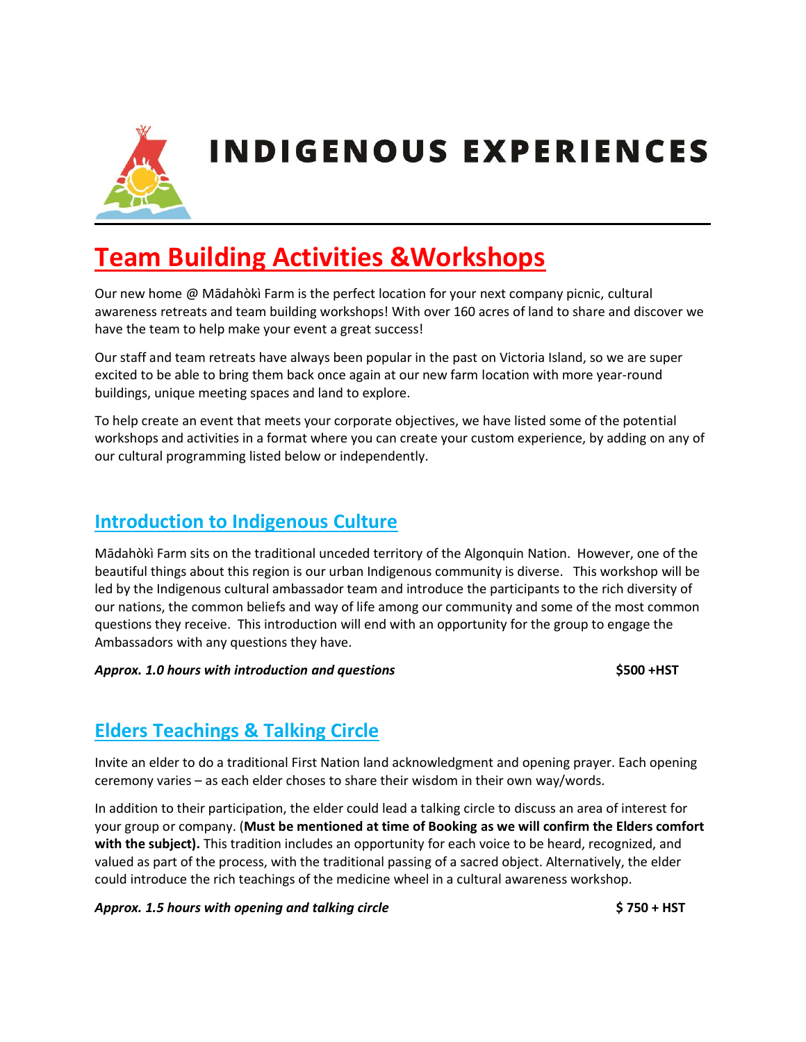# INDIGENOUS EXPERIENCES

## Team Building Activities &Workshops

Our new home @ Mādahòkì Farm is the perfect location for your next company picnic, cultural awareness retreats and team building workshops! With over 160 acres of land to share and discover we have the team to help make your event a great success!

Our staff and team retreats have always been popular in the past on Victoria Island, so we are super excited to be able to bring them back once again at our new farm location with more year-round buildings, unique meeting spaces and land to explore.

To help create an event that meets your corporate objectives, we have listed some of the potential workshops and activities in a format where you can create your custom experience, by adding on any of our cultural programming listed below or independently.

### Introduction to Indigenous Culture

Mādahòkì Farm sits on the traditional unceded territory of the Algonquin Nation. However, one of the beautiful things about this region is our urban Indigenous community is diverse. This workshop will be led by the Indigenous cultural ambassador team and introduce the participants to the rich diversity of our nations, the common beliefs and way of life among our community and some of the most common questions they receive. This introduction will end with an opportunity for the group to engage the Ambassadors with any questions they have.

***Approx. 1.0 hours with introduction and questions*** **$500 +HST**

### Elders Teachings & Talking Circle

Invite an elder to do a traditional First Nation land acknowledgment and opening prayer. Each opening ceremony varies – as each elder choses to share their wisdom in their own way/words.

In addition to their participation, the elder could lead a talking circle to discuss an area of interest for your group or company. (**Must be mentioned at time of Booking as we will confirm the Elders comfort with the subject).** This tradition includes an opportunity for each voice to be heard, recognized, and valued as part of the process, with the traditional passing of a sacred object. Alternatively, the elder could introduce the rich teachings of the medicine wheel in a cultural awareness workshop.

***Approx. 1.5 hours with opening and talking circle*** **$ 750 + HST**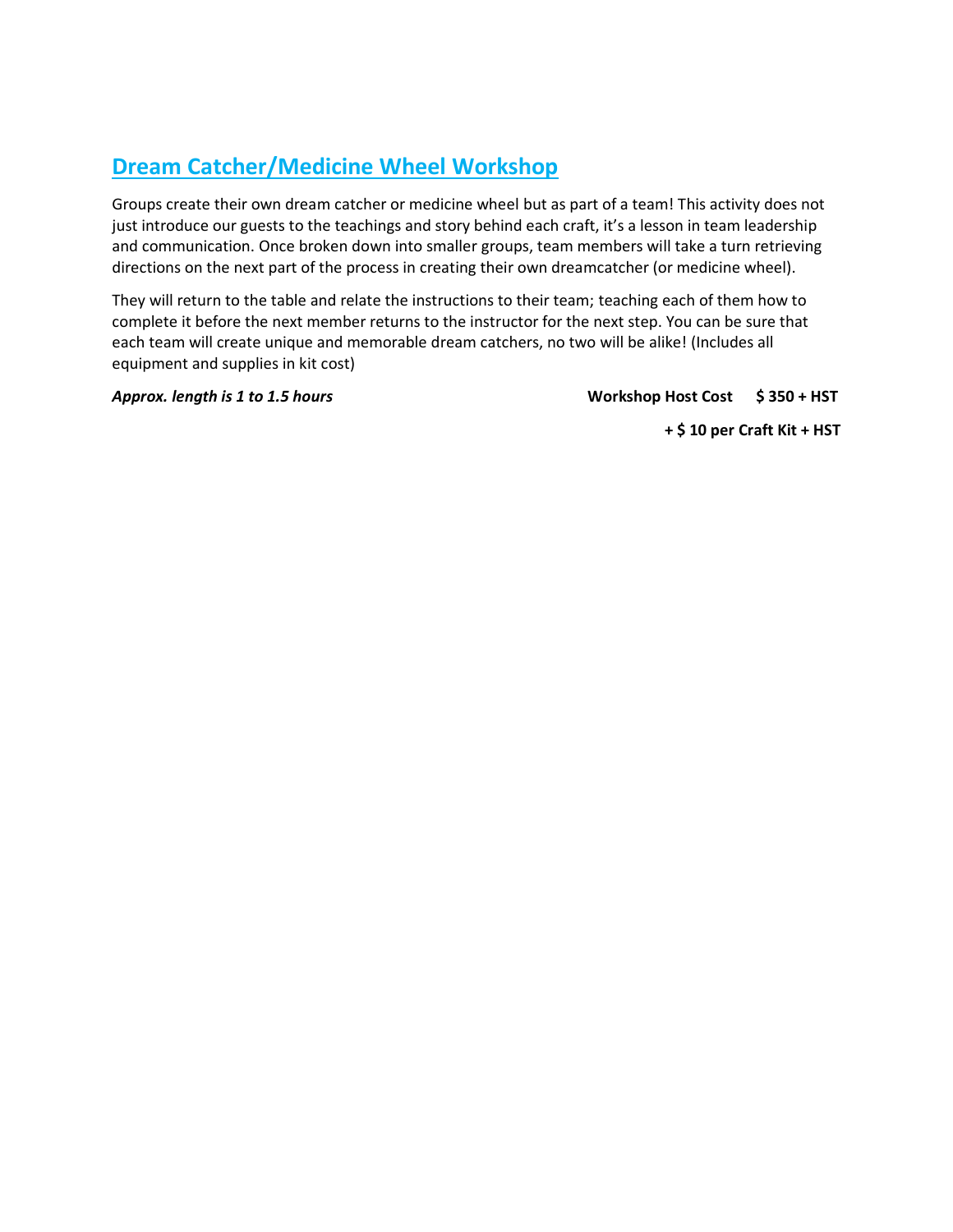## Dream Catcher/Medicine Wheel Workshop

Groups create their own dream catcher or medicine wheel but as part of a team! This activity does not just introduce our guests to the teachings and story behind each craft, it's a lesson in team leadership and communication. Once broken down into smaller groups, team members will take a turn retrieving directions on the next part of the process in creating their own dreamcatcher (or medicine wheel).

They will return to the table and relate the instructions to their team; teaching each of them how to complete it before the next member returns to the instructor for the next step. You can be sure that each team will create unique and memorable dream catchers, no two will be alike! (Includes all equipment and supplies in kit cost)

***Approx. length is 1 to 1.5 hours***

**Workshop Host Cost $ 350 + HST**

**+ $ 10 per Craft Kit + HST**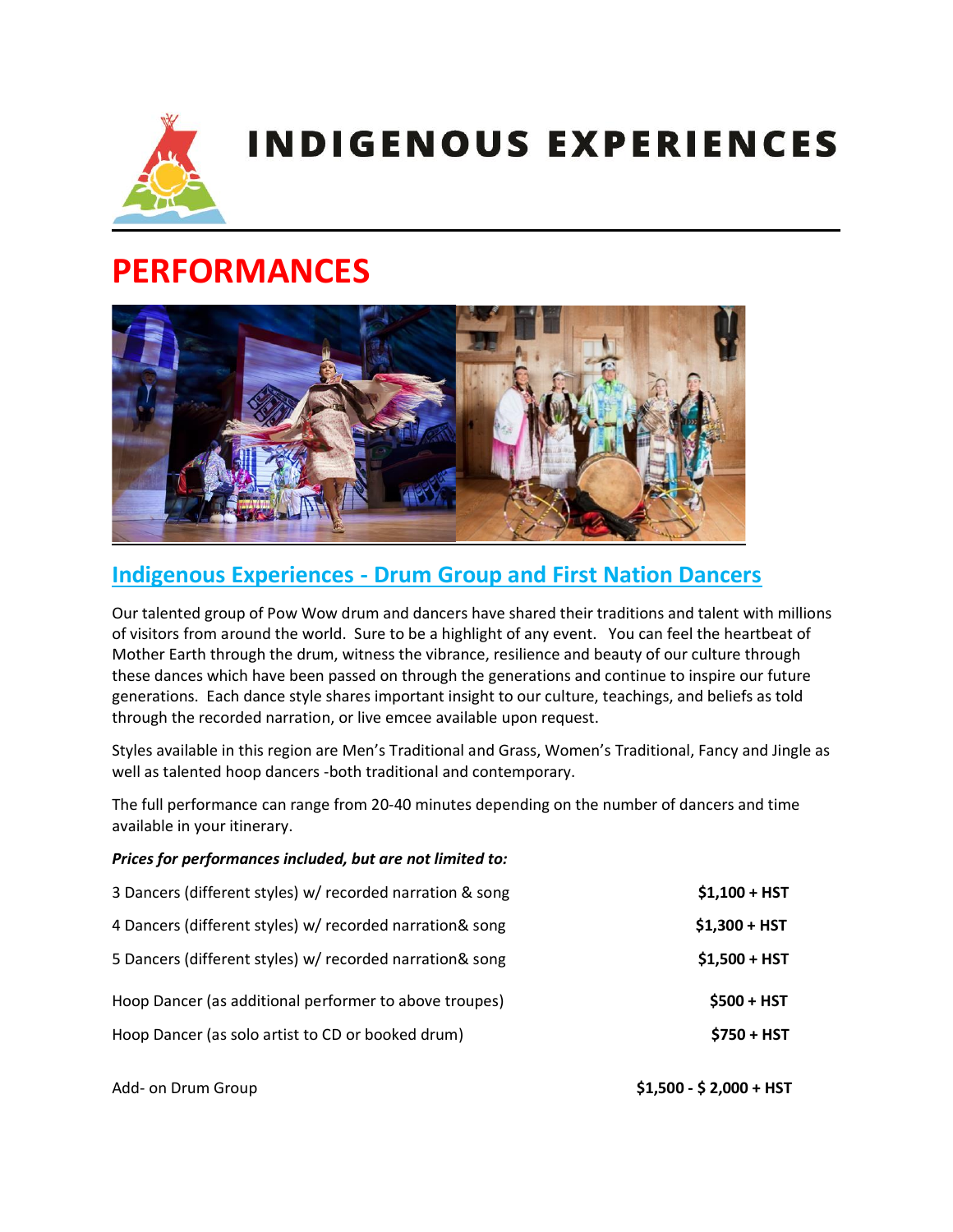# INDIGENOUS EXPERIENCES

# PERFORMANCES

## Indigenous Experiences - Drum Group and First Nation Dancers

Our talented group of Pow Wow drum and dancers have shared their traditions and talent with millions of visitors from around the world. Sure to be a highlight of any event. You can feel the heartbeat of Mother Earth through the drum, witness the vibrance, resilience and beauty of our culture through these dances which have been passed on through the generations and continue to inspire our future generations. Each dance style shares important insight to our culture, teachings, and beliefs as told through the recorded narration, or live emcee available upon request.

Styles available in this region are Men's Traditional and Grass, Women's Traditional, Fancy and Jingle as well as talented hoop dancers -both traditional and contemporary.

The full performance can range from 20-40 minutes depending on the number of dancers and time available in your itinerary.

***Prices for performances included, but are not limited to:***

| | |
|---|---|
| 3 Dancers (different styles) w/ recorded narration & song | **$1,100 + HST** |
| 4 Dancers (different styles) w/ recorded narration& song | **$1,300 + HST** |
| 5 Dancers (different styles) w/ recorded narration& song | **$1,500 + HST** |
| Hoop Dancer (as additional performer to above troupes) | **$500 + HST** |
| Hoop Dancer (as solo artist to CD or booked drum) | **$750 + HST** |
| Add- on Drum Group | **$1,500 - $ 2,000 + HST** |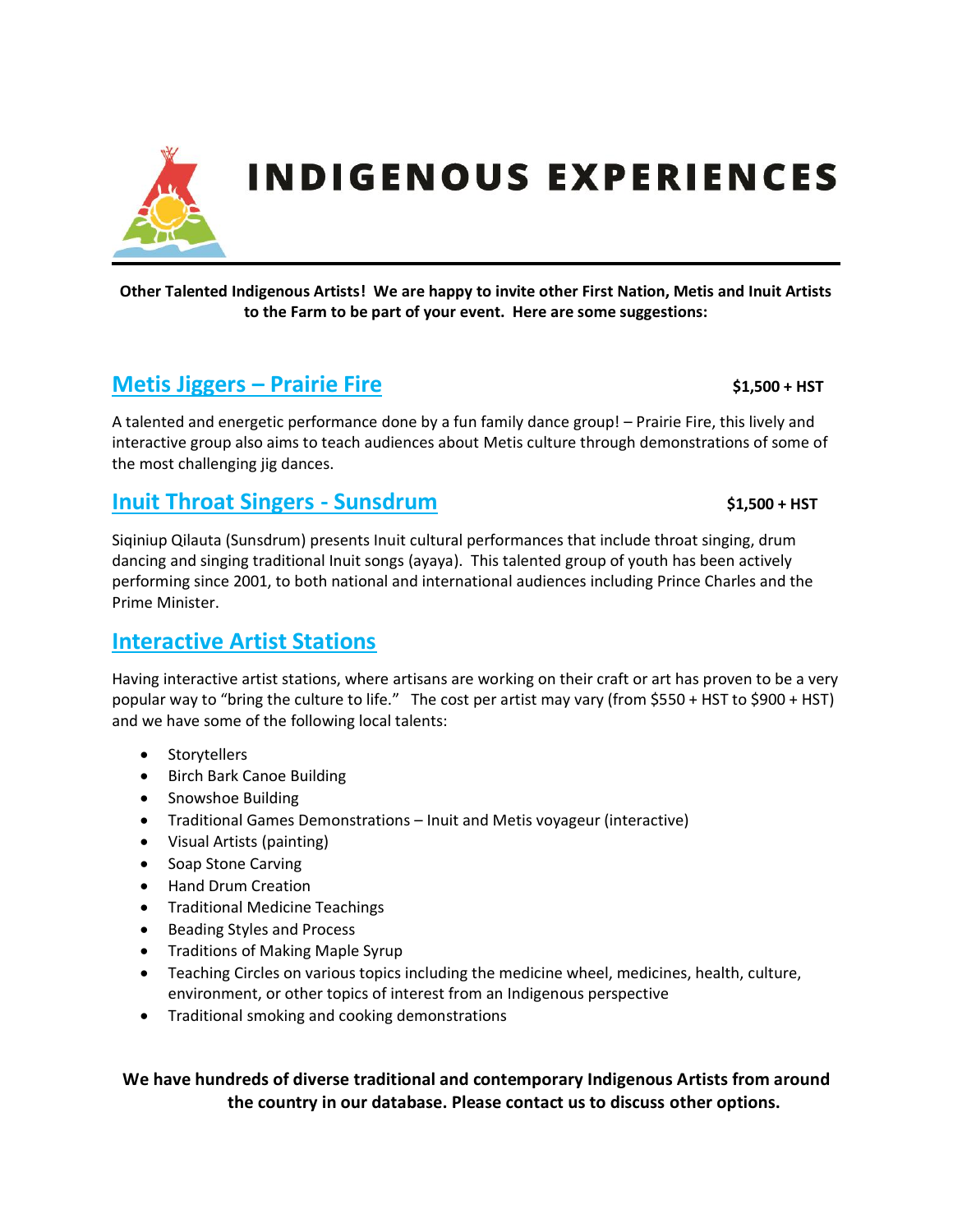# INDIGENOUS EXPERIENCES

**Other Talented Indigenous Artists! We are happy to invite other First Nation, Metis and Inuit Artists to the Farm to be part of your event. Here are some suggestions:**

## Metis Jiggers – Prairie Fire

**$1,500 + HST**

A talented and energetic performance done by a fun family dance group! – Prairie Fire, this lively and interactive group also aims to teach audiences about Metis culture through demonstrations of some of the most challenging jig dances.

## Inuit Throat Singers - Sunsdrum

**$1,500 + HST**

Siqiniup Qilauta (Sunsdrum) presents Inuit cultural performances that include throat singing, drum dancing and singing traditional Inuit songs (ayaya). This talented group of youth has been actively performing since 2001, to both national and international audiences including Prince Charles and the Prime Minister.

## Interactive Artist Stations

Having interactive artist stations, where artisans are working on their craft or art has proven to be a very popular way to "bring the culture to life." The cost per artist may vary (from $550 + HST to $900 + HST) and we have some of the following local talents:

- Storytellers
- Birch Bark Canoe Building
- Snowshoe Building
- Traditional Games Demonstrations – Inuit and Metis voyageur (interactive)
- Visual Artists (painting)
- Soap Stone Carving
- Hand Drum Creation
- Traditional Medicine Teachings
- Beading Styles and Process
- Traditions of Making Maple Syrup
- Teaching Circles on various topics including the medicine wheel, medicines, health, culture, environment, or other topics of interest from an Indigenous perspective
- Traditional smoking and cooking demonstrations

**We have hundreds of diverse traditional and contemporary Indigenous Artists from around the country in our database. Please contact us to discuss other options.**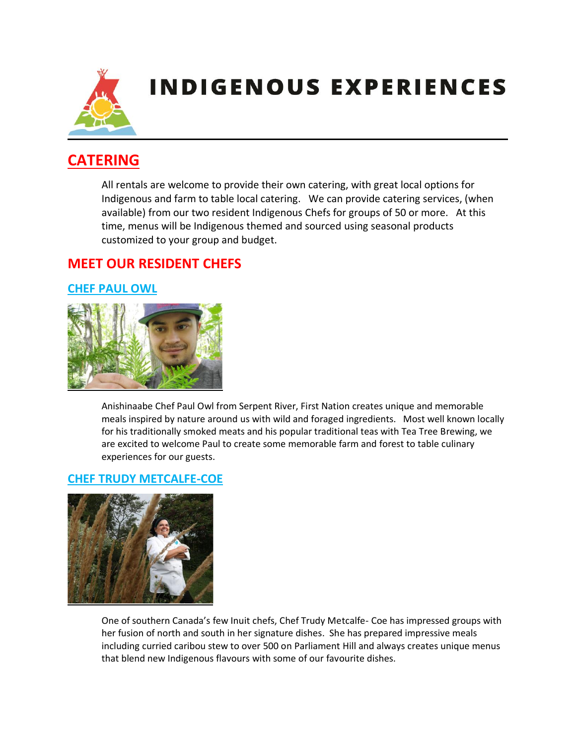# INDIGENOUS EXPERIENCES

## CATERING

All rentals are welcome to provide their own catering, with great local options for Indigenous and farm to table local catering. We can provide catering services, (when available) from our two resident Indigenous Chefs for groups of 50 or more. At this time, menus will be Indigenous themed and sourced using seasonal products customized to your group and budget.

## MEET OUR RESIDENT CHEFS

### CHEF PAUL OWL

Anishinaabe Chef Paul Owl from Serpent River, First Nation creates unique and memorable meals inspired by nature around us with wild and foraged ingredients. Most well known locally for his traditionally smoked meats and his popular traditional teas with Tea Tree Brewing, we are excited to welcome Paul to create some memorable farm and forest to table culinary experiences for our guests.

### CHEF TRUDY METCALFE-COE

One of southern Canada's few Inuit chefs, Chef Trudy Metcalfe- Coe has impressed groups with her fusion of north and south in her signature dishes. She has prepared impressive meals including curried caribou stew to over 500 on Parliament Hill and always creates unique menus that blend new Indigenous flavours with some of our favourite dishes.